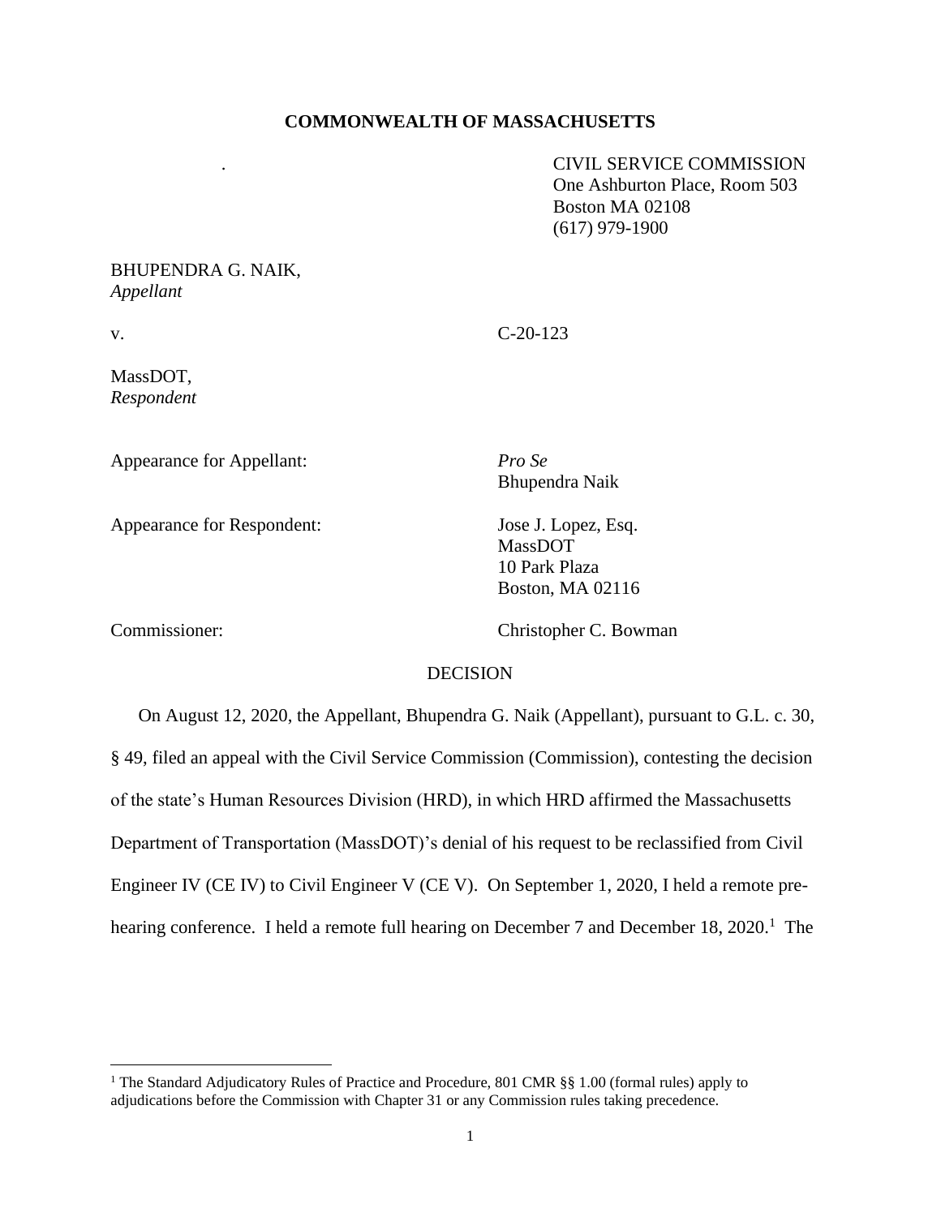**COMMONWEALTH OF MASSACHUSETTS**

CIVIL SERVICE COMMISSION
One Ashburton Place, Room 503
Boston MA 02108
(617) 979-1900

BHUPENDRA G. NAIK,
*Appellant*

v. C-20-123

MassDOT,
*Respondent*

Appearance for Appellant: *Pro Se*
Bhupendra Naik

Appearance for Respondent: Jose J. Lopez, Esq.
MassDOT
10 Park Plaza
Boston, MA 02116

Commissioner: Christopher C. Bowman

DECISION

On August 12, 2020, the Appellant, Bhupendra G. Naik (Appellant), pursuant to G.L. c. 30, § 49, filed an appeal with the Civil Service Commission (Commission), contesting the decision of the state's Human Resources Division (HRD), in which HRD affirmed the Massachusetts Department of Transportation (MassDOT)'s denial of his request to be reclassified from Civil Engineer IV (CE IV) to Civil Engineer V (CE V). On September 1, 2020, I held a remote pre-hearing conference. I held a remote full hearing on December 7 and December 18, 2020.[1] The

---

[1] The Standard Adjudicatory Rules of Practice and Procedure, 801 CMR §§ 1.00 (formal rules) apply to adjudications before the Commission with Chapter 31 or any Commission rules taking precedence.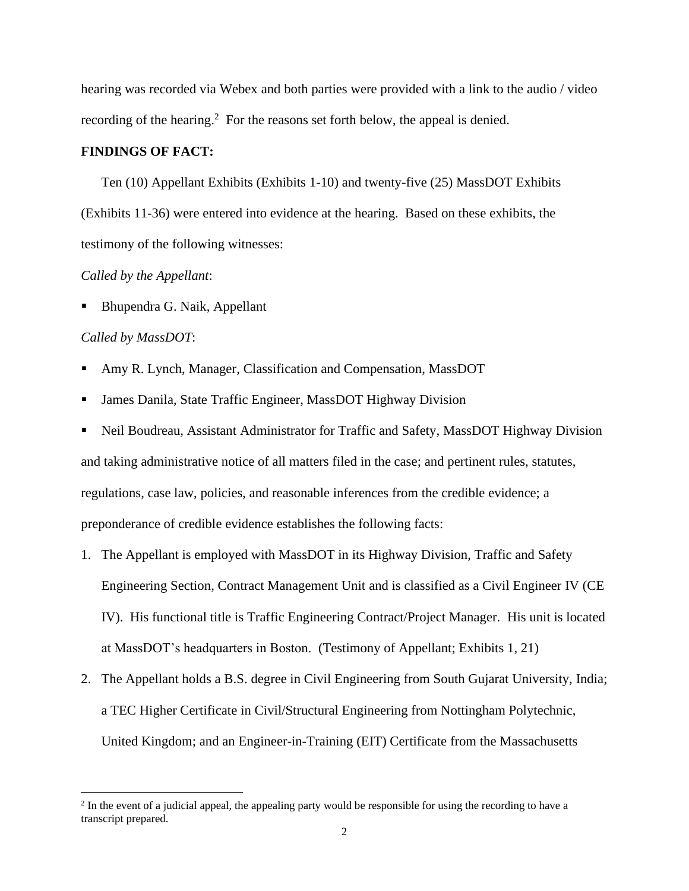hearing was recorded via Webex and both parties were provided with a link to the audio / video recording of the hearing.[2] For the reasons set forth below, the appeal is denied.

**FINDINGS OF FACT:**

Ten (10) Appellant Exhibits (Exhibits 1-10) and twenty-five (25) MassDOT Exhibits (Exhibits 11-36) were entered into evidence at the hearing. Based on these exhibits, the testimony of the following witnesses:

*Called by the Appellant*:

- Bhupendra G. Naik, Appellant

*Called by MassDOT*:

- Amy R. Lynch, Manager, Classification and Compensation, MassDOT
- James Danila, State Traffic Engineer, MassDOT Highway Division
- Neil Boudreau, Assistant Administrator for Traffic and Safety, MassDOT Highway Division

and taking administrative notice of all matters filed in the case; and pertinent rules, statutes, regulations, case law, policies, and reasonable inferences from the credible evidence; a preponderance of credible evidence establishes the following facts:

1. The Appellant is employed with MassDOT in its Highway Division, Traffic and Safety Engineering Section, Contract Management Unit and is classified as a Civil Engineer IV (CE IV). His functional title is Traffic Engineering Contract/Project Manager. His unit is located at MassDOT's headquarters in Boston. (Testimony of Appellant; Exhibits 1, 21)
2. The Appellant holds a B.S. degree in Civil Engineering from South Gujarat University, India; a TEC Higher Certificate in Civil/Structural Engineering from Nottingham Polytechnic, United Kingdom; and an Engineer-in-Training (EIT) Certificate from the Massachusetts

[2] In the event of a judicial appeal, the appealing party would be responsible for using the recording to have a transcript prepared.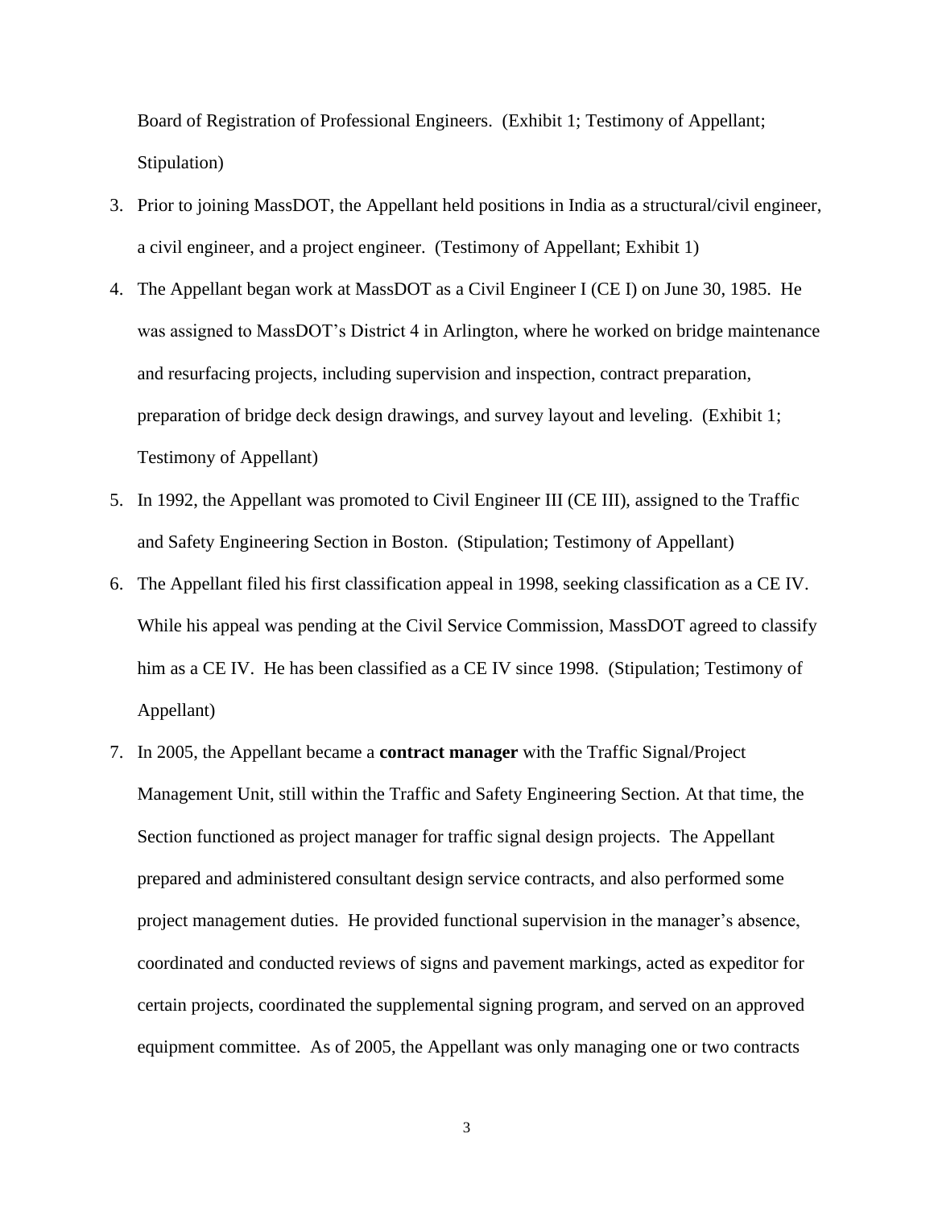Board of Registration of Professional Engineers. (Exhibit 1; Testimony of Appellant; Stipulation)

3. Prior to joining MassDOT, the Appellant held positions in India as a structural/civil engineer, a civil engineer, and a project engineer. (Testimony of Appellant; Exhibit 1)

4. The Appellant began work at MassDOT as a Civil Engineer I (CE I) on June 30, 1985. He was assigned to MassDOT's District 4 in Arlington, where he worked on bridge maintenance and resurfacing projects, including supervision and inspection, contract preparation, preparation of bridge deck design drawings, and survey layout and leveling. (Exhibit 1; Testimony of Appellant)

5. In 1992, the Appellant was promoted to Civil Engineer III (CE III), assigned to the Traffic and Safety Engineering Section in Boston. (Stipulation; Testimony of Appellant)

6. The Appellant filed his first classification appeal in 1998, seeking classification as a CE IV. While his appeal was pending at the Civil Service Commission, MassDOT agreed to classify him as a CE IV. He has been classified as a CE IV since 1998. (Stipulation; Testimony of Appellant)

7. In 2005, the Appellant became a **contract manager** with the Traffic Signal/Project Management Unit, still within the Traffic and Safety Engineering Section. At that time, the Section functioned as project manager for traffic signal design projects. The Appellant prepared and administered consultant design service contracts, and also performed some project management duties. He provided functional supervision in the manager's absence, coordinated and conducted reviews of signs and pavement markings, acted as expeditor for certain projects, coordinated the supplemental signing program, and served on an approved equipment committee. As of 2005, the Appellant was only managing one or two contracts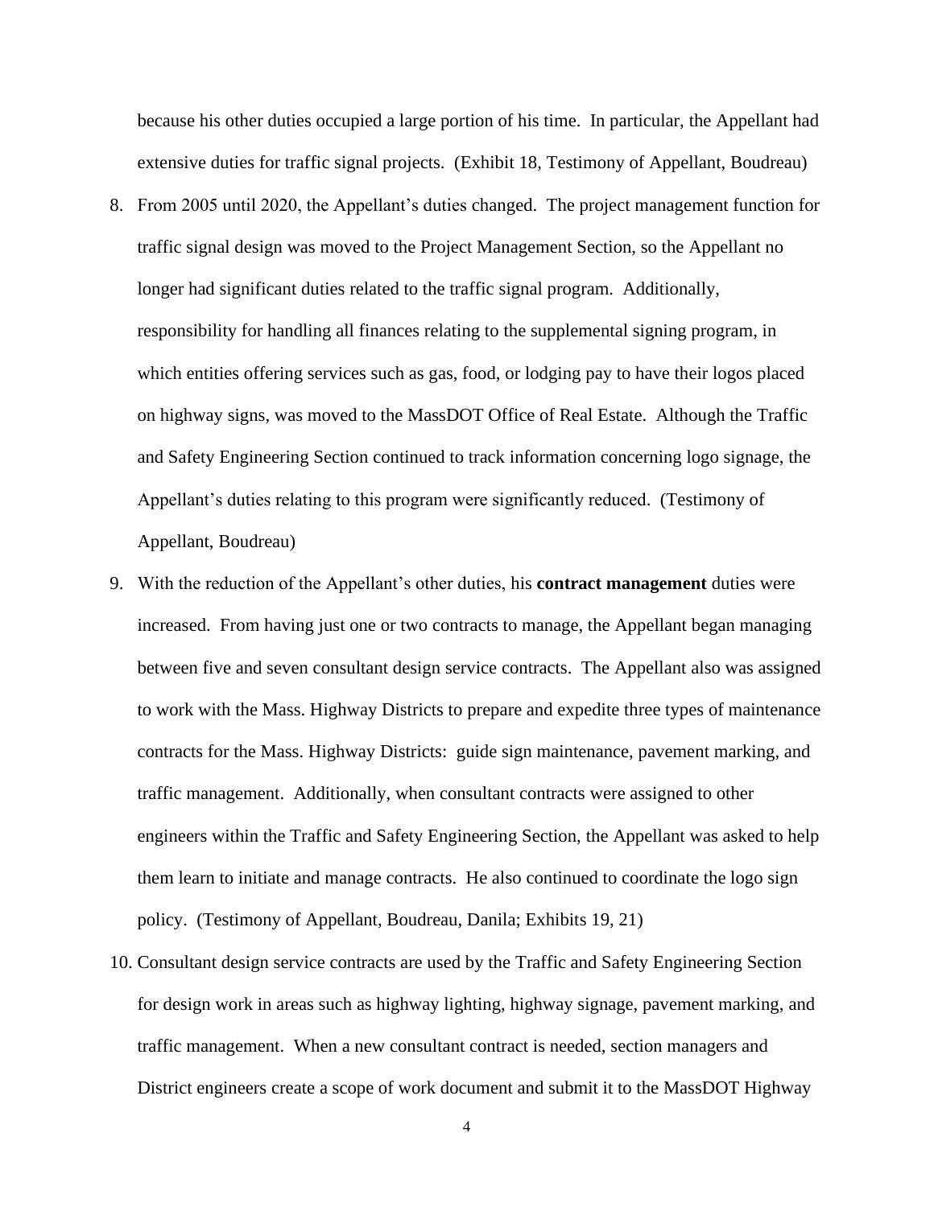because his other duties occupied a large portion of his time. In particular, the Appellant had extensive duties for traffic signal projects. (Exhibit 18, Testimony of Appellant, Boudreau)

8. From 2005 until 2020, the Appellant's duties changed. The project management function for traffic signal design was moved to the Project Management Section, so the Appellant no longer had significant duties related to the traffic signal program. Additionally, responsibility for handling all finances relating to the supplemental signing program, in which entities offering services such as gas, food, or lodging pay to have their logos placed on highway signs, was moved to the MassDOT Office of Real Estate. Although the Traffic and Safety Engineering Section continued to track information concerning logo signage, the Appellant's duties relating to this program were significantly reduced. (Testimony of Appellant, Boudreau)

9. With the reduction of the Appellant's other duties, his **contract management** duties were increased. From having just one or two contracts to manage, the Appellant began managing between five and seven consultant design service contracts. The Appellant also was assigned to work with the Mass. Highway Districts to prepare and expedite three types of maintenance contracts for the Mass. Highway Districts: guide sign maintenance, pavement marking, and traffic management. Additionally, when consultant contracts were assigned to other engineers within the Traffic and Safety Engineering Section, the Appellant was asked to help them learn to initiate and manage contracts. He also continued to coordinate the logo sign policy. (Testimony of Appellant, Boudreau, Danila; Exhibits 19, 21)

10. Consultant design service contracts are used by the Traffic and Safety Engineering Section for design work in areas such as highway lighting, highway signage, pavement marking, and traffic management. When a new consultant contract is needed, section managers and District engineers create a scope of work document and submit it to the MassDOT Highway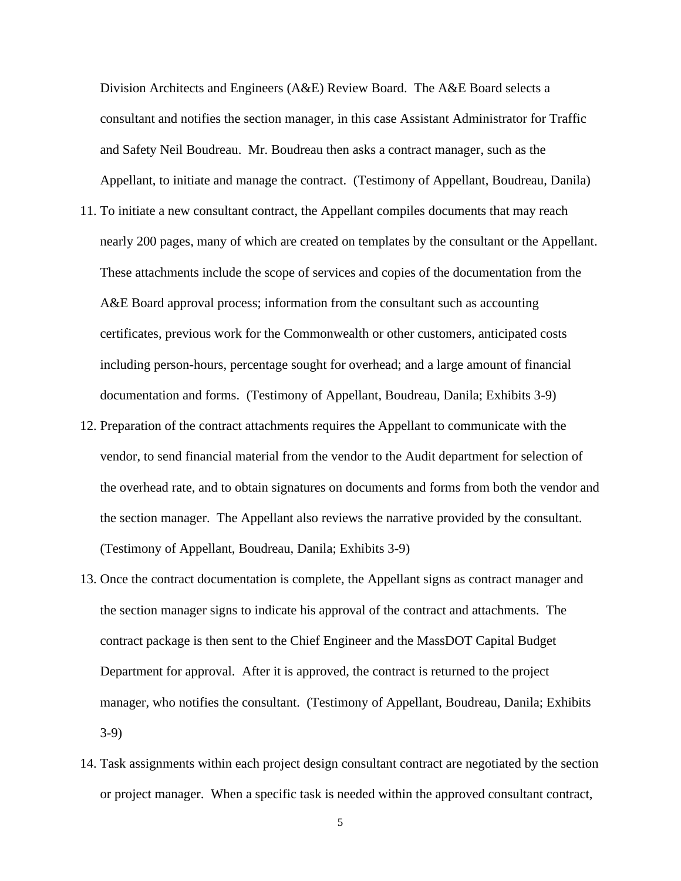Division Architects and Engineers (A&E) Review Board. The A&E Board selects a consultant and notifies the section manager, in this case Assistant Administrator for Traffic and Safety Neil Boudreau. Mr. Boudreau then asks a contract manager, such as the Appellant, to initiate and manage the contract. (Testimony of Appellant, Boudreau, Danila)

11. To initiate a new consultant contract, the Appellant compiles documents that may reach nearly 200 pages, many of which are created on templates by the consultant or the Appellant. These attachments include the scope of services and copies of the documentation from the A&E Board approval process; information from the consultant such as accounting certificates, previous work for the Commonwealth or other customers, anticipated costs including person-hours, percentage sought for overhead; and a large amount of financial documentation and forms. (Testimony of Appellant, Boudreau, Danila; Exhibits 3-9)

12. Preparation of the contract attachments requires the Appellant to communicate with the vendor, to send financial material from the vendor to the Audit department for selection of the overhead rate, and to obtain signatures on documents and forms from both the vendor and the section manager. The Appellant also reviews the narrative provided by the consultant. (Testimony of Appellant, Boudreau, Danila; Exhibits 3-9)

13. Once the contract documentation is complete, the Appellant signs as contract manager and the section manager signs to indicate his approval of the contract and attachments. The contract package is then sent to the Chief Engineer and the MassDOT Capital Budget Department for approval. After it is approved, the contract is returned to the project manager, who notifies the consultant. (Testimony of Appellant, Boudreau, Danila; Exhibits 3-9)

14. Task assignments within each project design consultant contract are negotiated by the section or project manager. When a specific task is needed within the approved consultant contract,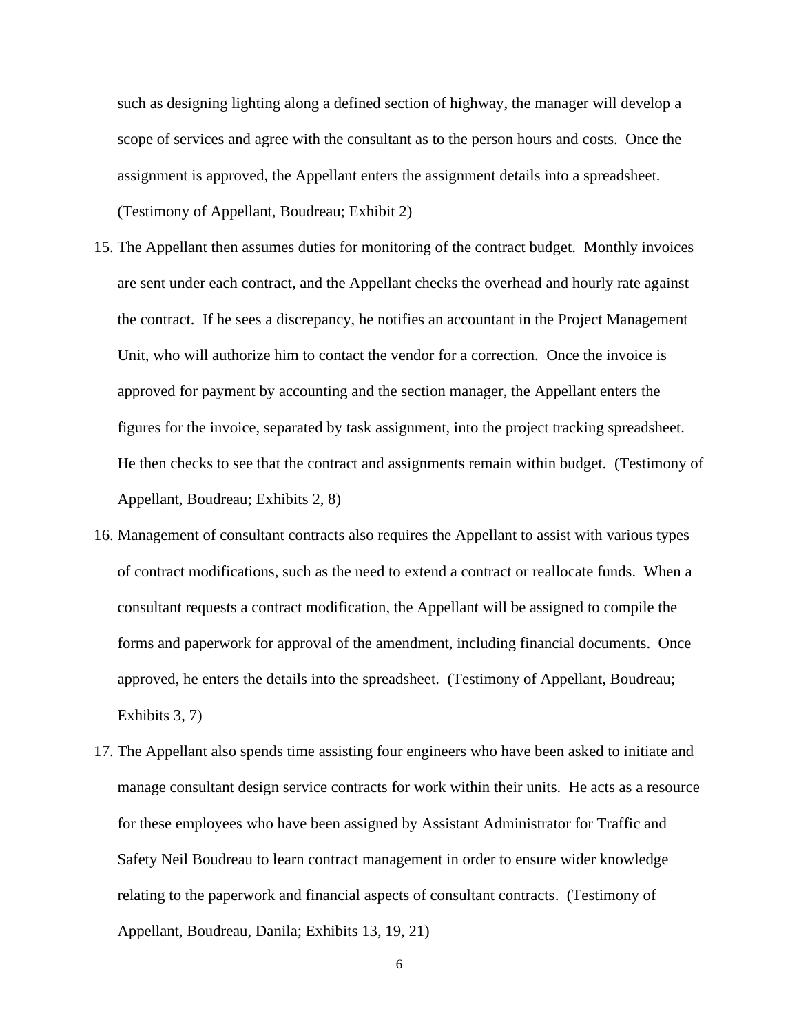such as designing lighting along a defined section of highway, the manager will develop a scope of services and agree with the consultant as to the person hours and costs. Once the assignment is approved, the Appellant enters the assignment details into a spreadsheet. (Testimony of Appellant, Boudreau; Exhibit 2)

15. The Appellant then assumes duties for monitoring of the contract budget. Monthly invoices are sent under each contract, and the Appellant checks the overhead and hourly rate against the contract. If he sees a discrepancy, he notifies an accountant in the Project Management Unit, who will authorize him to contact the vendor for a correction. Once the invoice is approved for payment by accounting and the section manager, the Appellant enters the figures for the invoice, separated by task assignment, into the project tracking spreadsheet. He then checks to see that the contract and assignments remain within budget. (Testimony of Appellant, Boudreau; Exhibits 2, 8)

16. Management of consultant contracts also requires the Appellant to assist with various types of contract modifications, such as the need to extend a contract or reallocate funds. When a consultant requests a contract modification, the Appellant will be assigned to compile the forms and paperwork for approval of the amendment, including financial documents. Once approved, he enters the details into the spreadsheet. (Testimony of Appellant, Boudreau; Exhibits 3, 7)

17. The Appellant also spends time assisting four engineers who have been asked to initiate and manage consultant design service contracts for work within their units. He acts as a resource for these employees who have been assigned by Assistant Administrator for Traffic and Safety Neil Boudreau to learn contract management in order to ensure wider knowledge relating to the paperwork and financial aspects of consultant contracts. (Testimony of Appellant, Boudreau, Danila; Exhibits 13, 19, 21)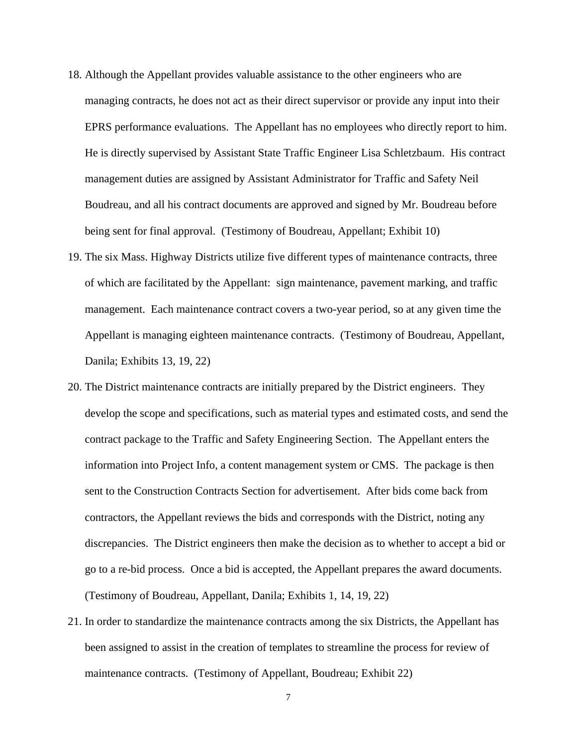18. Although the Appellant provides valuable assistance to the other engineers who are managing contracts, he does not act as their direct supervisor or provide any input into their EPRS performance evaluations. The Appellant has no employees who directly report to him. He is directly supervised by Assistant State Traffic Engineer Lisa Schletzbaum. His contract management duties are assigned by Assistant Administrator for Traffic and Safety Neil Boudreau, and all his contract documents are approved and signed by Mr. Boudreau before being sent for final approval. (Testimony of Boudreau, Appellant; Exhibit 10)
19. The six Mass. Highway Districts utilize five different types of maintenance contracts, three of which are facilitated by the Appellant: sign maintenance, pavement marking, and traffic management. Each maintenance contract covers a two-year period, so at any given time the Appellant is managing eighteen maintenance contracts. (Testimony of Boudreau, Appellant, Danila; Exhibits 13, 19, 22)
20. The District maintenance contracts are initially prepared by the District engineers. They develop the scope and specifications, such as material types and estimated costs, and send the contract package to the Traffic and Safety Engineering Section. The Appellant enters the information into Project Info, a content management system or CMS. The package is then sent to the Construction Contracts Section for advertisement. After bids come back from contractors, the Appellant reviews the bids and corresponds with the District, noting any discrepancies. The District engineers then make the decision as to whether to accept a bid or go to a re-bid process. Once a bid is accepted, the Appellant prepares the award documents. (Testimony of Boudreau, Appellant, Danila; Exhibits 1, 14, 19, 22)
21. In order to standardize the maintenance contracts among the six Districts, the Appellant has been assigned to assist in the creation of templates to streamline the process for review of maintenance contracts. (Testimony of Appellant, Boudreau; Exhibit 22)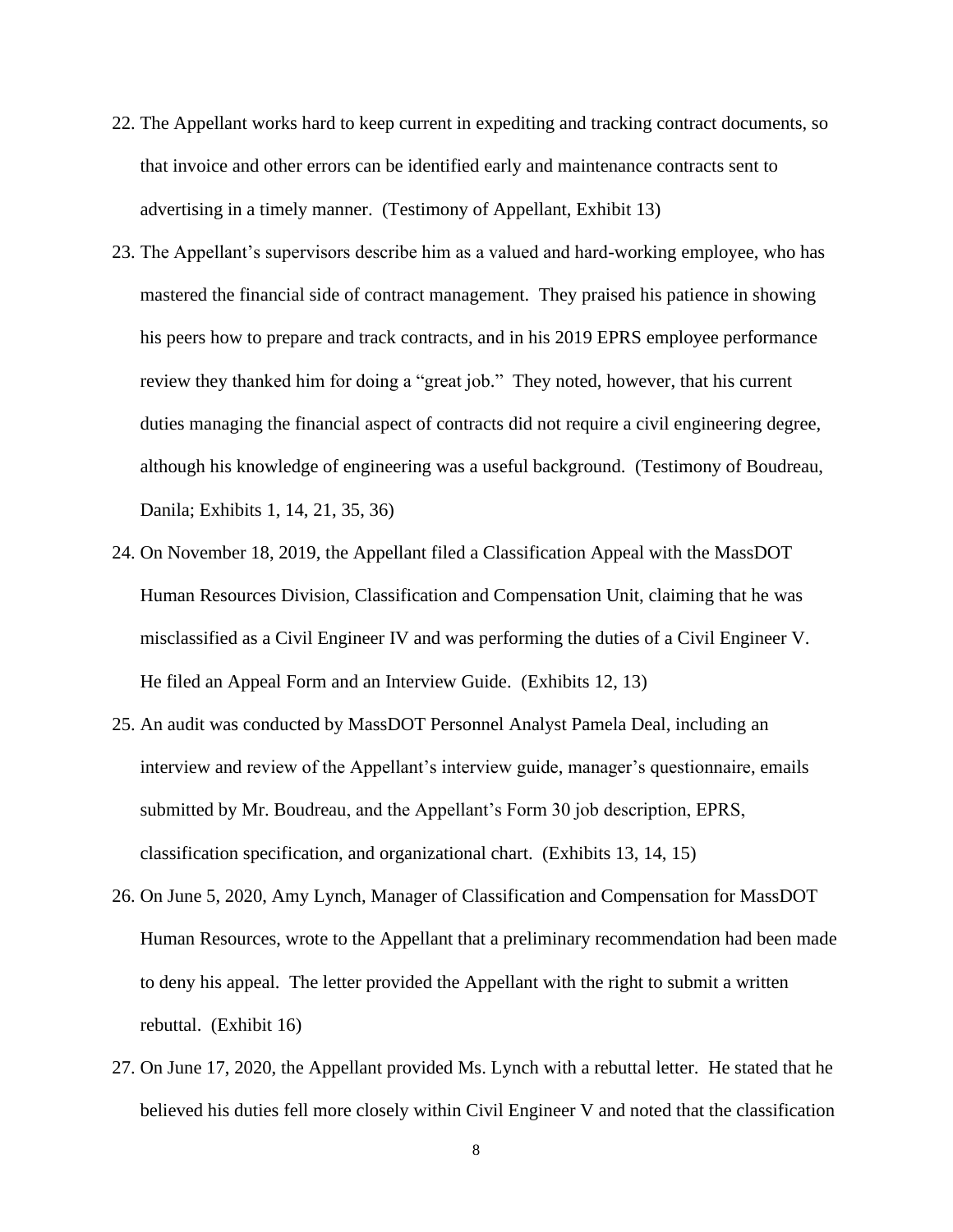22. The Appellant works hard to keep current in expediting and tracking contract documents, so that invoice and other errors can be identified early and maintenance contracts sent to advertising in a timely manner. (Testimony of Appellant, Exhibit 13)

23. The Appellant's supervisors describe him as a valued and hard-working employee, who has mastered the financial side of contract management. They praised his patience in showing his peers how to prepare and track contracts, and in his 2019 EPRS employee performance review they thanked him for doing a "great job." They noted, however, that his current duties managing the financial aspect of contracts did not require a civil engineering degree, although his knowledge of engineering was a useful background. (Testimony of Boudreau, Danila; Exhibits 1, 14, 21, 35, 36)

24. On November 18, 2019, the Appellant filed a Classification Appeal with the MassDOT Human Resources Division, Classification and Compensation Unit, claiming that he was misclassified as a Civil Engineer IV and was performing the duties of a Civil Engineer V. He filed an Appeal Form and an Interview Guide. (Exhibits 12, 13)

25. An audit was conducted by MassDOT Personnel Analyst Pamela Deal, including an interview and review of the Appellant's interview guide, manager's questionnaire, emails submitted by Mr. Boudreau, and the Appellant's Form 30 job description, EPRS, classification specification, and organizational chart. (Exhibits 13, 14, 15)

26. On June 5, 2020, Amy Lynch, Manager of Classification and Compensation for MassDOT Human Resources, wrote to the Appellant that a preliminary recommendation had been made to deny his appeal. The letter provided the Appellant with the right to submit a written rebuttal. (Exhibit 16)

27. On June 17, 2020, the Appellant provided Ms. Lynch with a rebuttal letter. He stated that he believed his duties fell more closely within Civil Engineer V and noted that the classification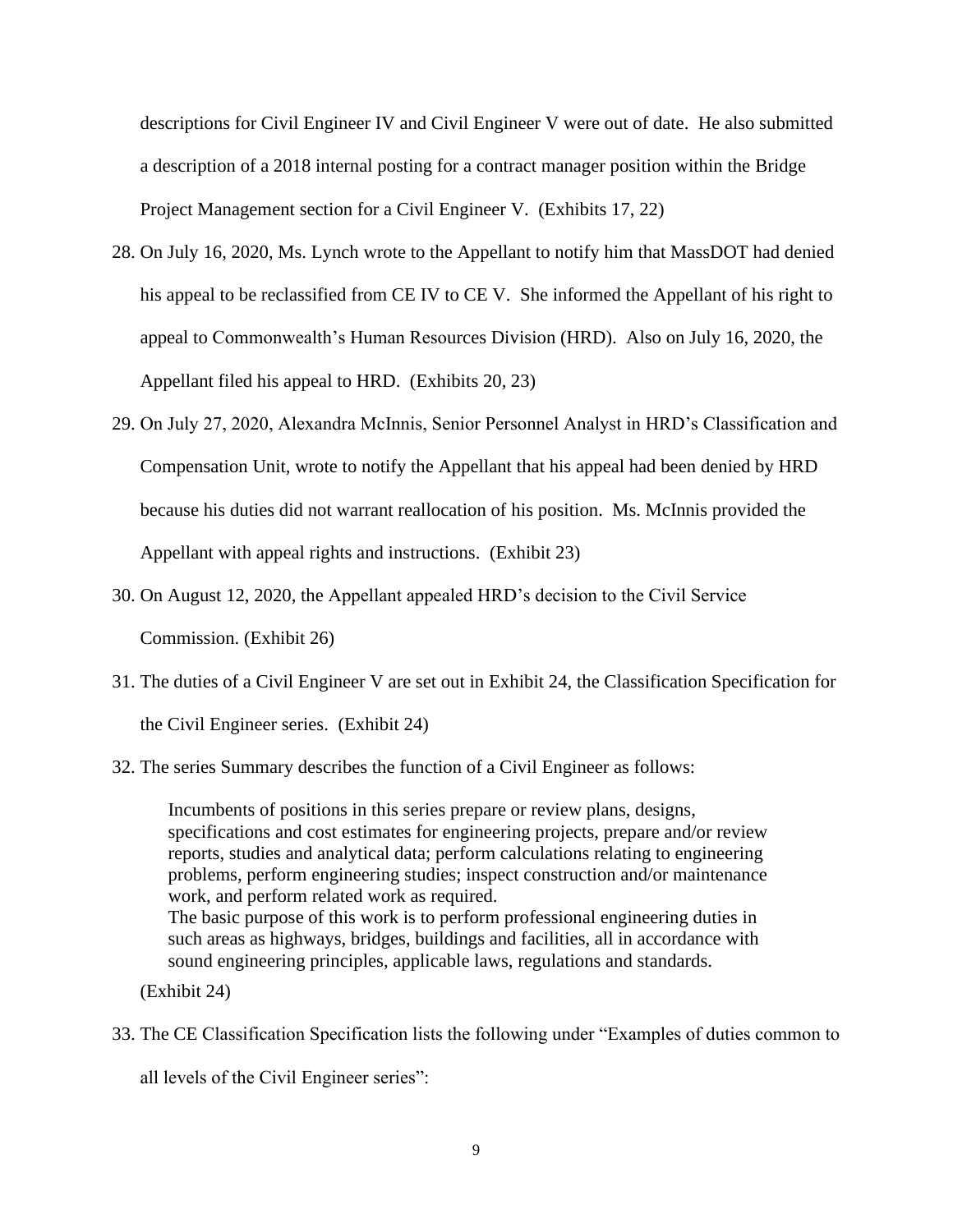descriptions for Civil Engineer IV and Civil Engineer V were out of date. He also submitted a description of a 2018 internal posting for a contract manager position within the Bridge Project Management section for a Civil Engineer V. (Exhibits 17, 22)

28. On July 16, 2020, Ms. Lynch wrote to the Appellant to notify him that MassDOT had denied his appeal to be reclassified from CE IV to CE V. She informed the Appellant of his right to appeal to Commonwealth's Human Resources Division (HRD). Also on July 16, 2020, the Appellant filed his appeal to HRD. (Exhibits 20, 23)

29. On July 27, 2020, Alexandra McInnis, Senior Personnel Analyst in HRD's Classification and Compensation Unit, wrote to notify the Appellant that his appeal had been denied by HRD because his duties did not warrant reallocation of his position. Ms. McInnis provided the Appellant with appeal rights and instructions. (Exhibit 23)

30. On August 12, 2020, the Appellant appealed HRD's decision to the Civil Service Commission. (Exhibit 26)

31. The duties of a Civil Engineer V are set out in Exhibit 24, the Classification Specification for the Civil Engineer series. (Exhibit 24)

32. The series Summary describes the function of a Civil Engineer as follows:

    > Incumbents of positions in this series prepare or review plans, designs, specifications and cost estimates for engineering projects, prepare and/or review reports, studies and analytical data; perform calculations relating to engineering problems, perform engineering studies; inspect construction and/or maintenance work, and perform related work as required.
    > The basic purpose of this work is to perform professional engineering duties in such areas as highways, bridges, buildings and facilities, all in accordance with sound engineering principles, applicable laws, regulations and standards.

    (Exhibit 24)

33. The CE Classification Specification lists the following under "Examples of duties common to all levels of the Civil Engineer series":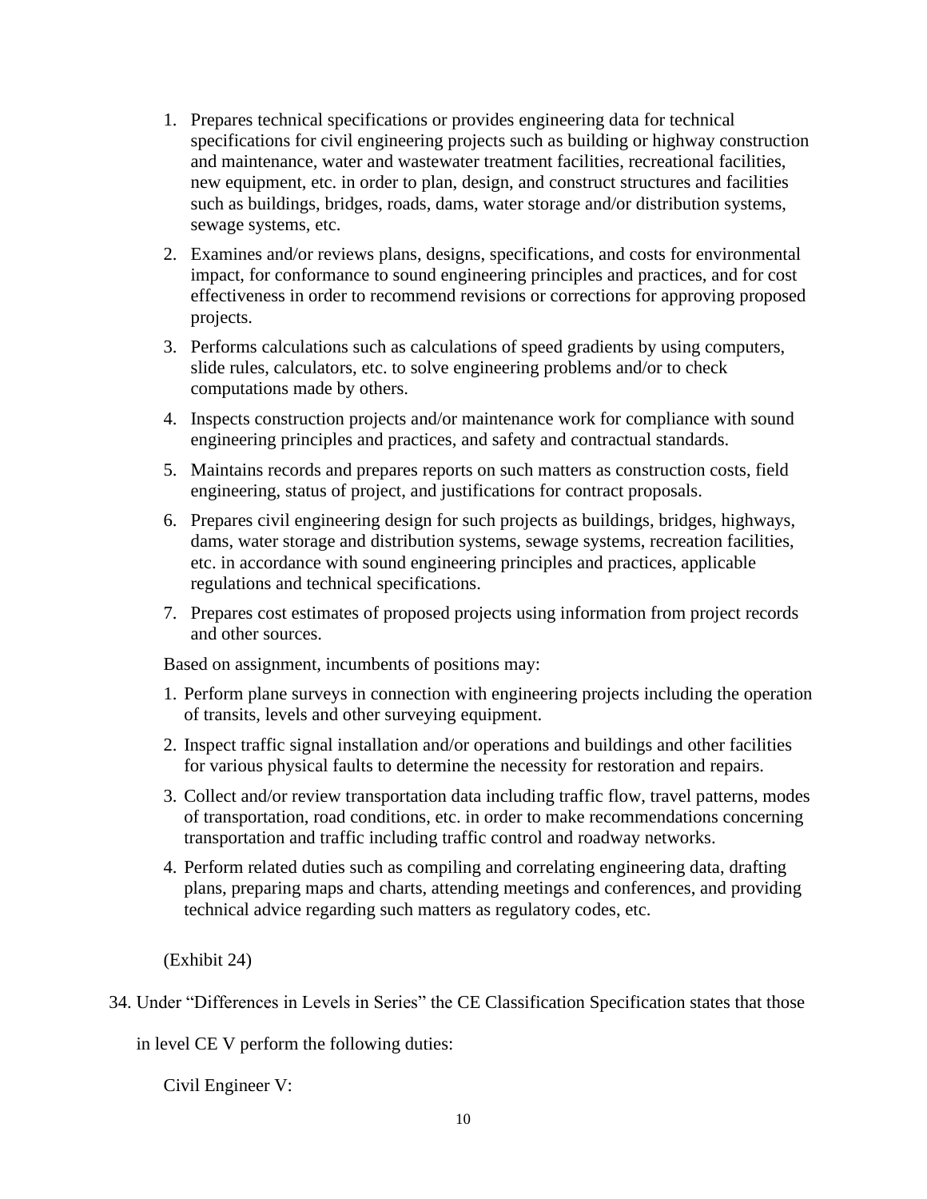1. Prepares technical specifications or provides engineering data for technical specifications for civil engineering projects such as building or highway construction and maintenance, water and wastewater treatment facilities, recreational facilities, new equipment, etc. in order to plan, design, and construct structures and facilities such as buildings, bridges, roads, dams, water storage and/or distribution systems, sewage systems, etc.

2. Examines and/or reviews plans, designs, specifications, and costs for environmental impact, for conformance to sound engineering principles and practices, and for cost effectiveness in order to recommend revisions or corrections for approving proposed projects.

3. Performs calculations such as calculations of speed gradients by using computers, slide rules, calculators, etc. to solve engineering problems and/or to check computations made by others.

4. Inspects construction projects and/or maintenance work for compliance with sound engineering principles and practices, and safety and contractual standards.

5. Maintains records and prepares reports on such matters as construction costs, field engineering, status of project, and justifications for contract proposals.

6. Prepares civil engineering design for such projects as buildings, bridges, highways, dams, water storage and distribution systems, sewage systems, recreation facilities, etc. in accordance with sound engineering principles and practices, applicable regulations and technical specifications.

7. Prepares cost estimates of proposed projects using information from project records and other sources.

Based on assignment, incumbents of positions may:

1. Perform plane surveys in connection with engineering projects including the operation of transits, levels and other surveying equipment.

2. Inspect traffic signal installation and/or operations and buildings and other facilities for various physical faults to determine the necessity for restoration and repairs.

3. Collect and/or review transportation data including traffic flow, travel patterns, modes of transportation, road conditions, etc. in order to make recommendations concerning transportation and traffic including traffic control and roadway networks.

4. Perform related duties such as compiling and correlating engineering data, drafting plans, preparing maps and charts, attending meetings and conferences, and providing technical advice regarding such matters as regulatory codes, etc.

(Exhibit 24)

34. Under "Differences in Levels in Series" the CE Classification Specification states that those in level CE V perform the following duties:

Civil Engineer V: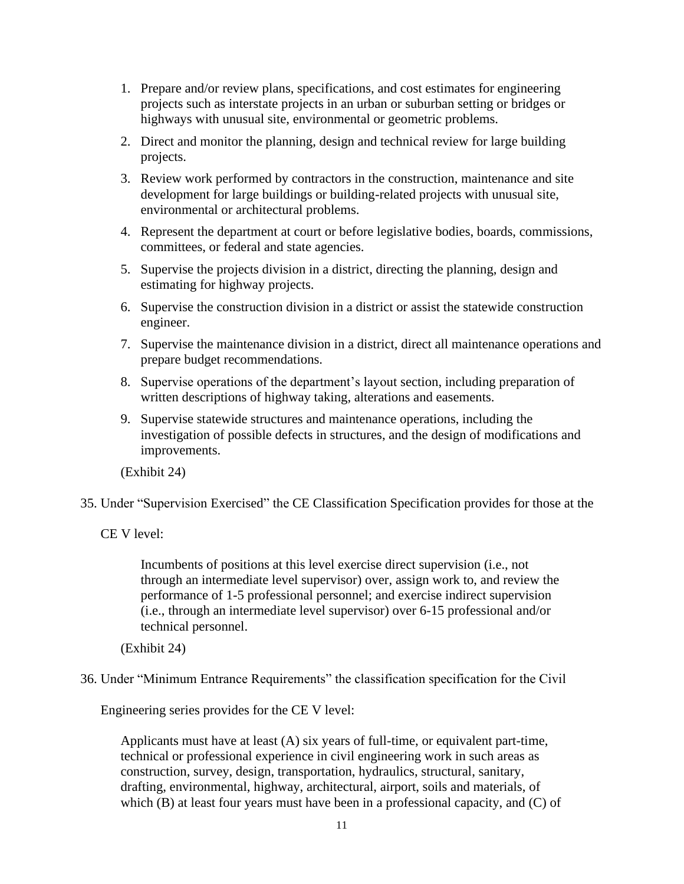1. Prepare and/or review plans, specifications, and cost estimates for engineering projects such as interstate projects in an urban or suburban setting or bridges or highways with unusual site, environmental or geometric problems.
2. Direct and monitor the planning, design and technical review for large building projects.
3. Review work performed by contractors in the construction, maintenance and site development for large buildings or building-related projects with unusual site, environmental or architectural problems.
4. Represent the department at court or before legislative bodies, boards, commissions, committees, or federal and state agencies.
5. Supervise the projects division in a district, directing the planning, design and estimating for highway projects.
6. Supervise the construction division in a district or assist the statewide construction engineer.
7. Supervise the maintenance division in a district, direct all maintenance operations and prepare budget recommendations.
8. Supervise operations of the department's layout section, including preparation of written descriptions of highway taking, alterations and easements.
9. Supervise statewide structures and maintenance operations, including the investigation of possible defects in structures, and the design of modifications and improvements.

(Exhibit 24)

35. Under "Supervision Exercised" the CE Classification Specification provides for those at the CE V level:

> Incumbents of positions at this level exercise direct supervision (i.e., not through an intermediate level supervisor) over, assign work to, and review the performance of 1-5 professional personnel; and exercise indirect supervision (i.e., through an intermediate level supervisor) over 6-15 professional and/or technical personnel.

(Exhibit 24)

36. Under "Minimum Entrance Requirements" the classification specification for the Civil Engineering series provides for the CE V level:

> Applicants must have at least (A) six years of full-time, or equivalent part-time, technical or professional experience in civil engineering work in such areas as construction, survey, design, transportation, hydraulics, structural, sanitary, drafting, environmental, highway, architectural, airport, soils and materials, of which (B) at least four years must have been in a professional capacity, and (C) of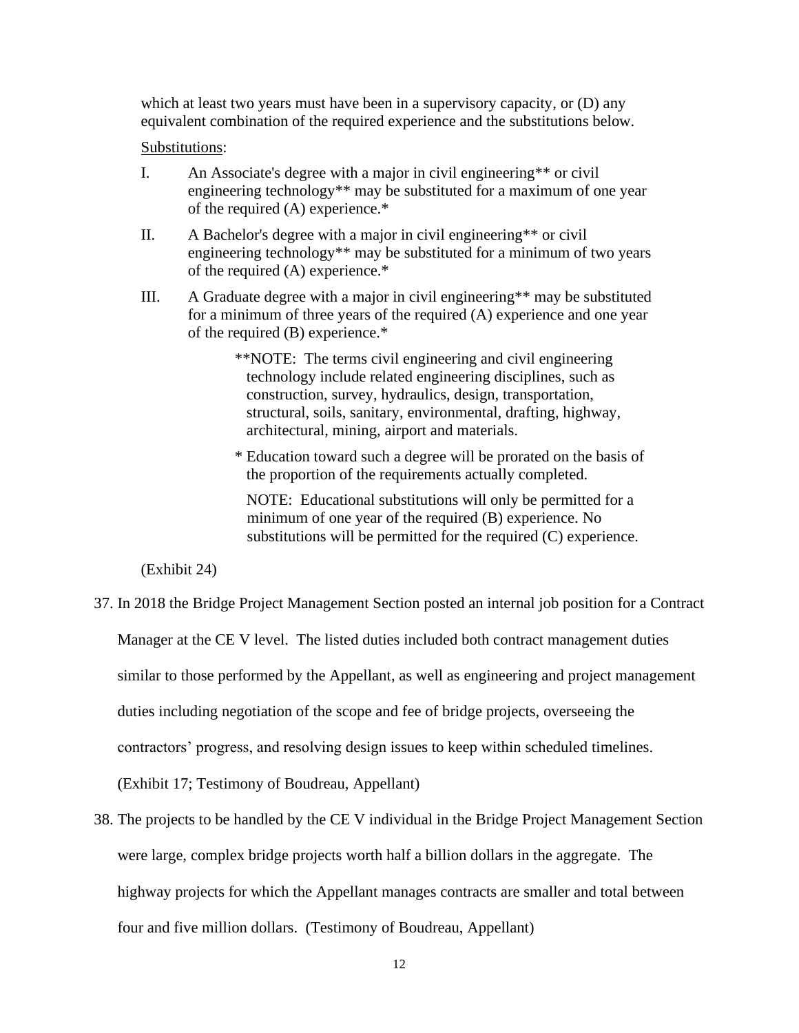which at least two years must have been in a supervisory capacity, or (D) any equivalent combination of the required experience and the substitutions below.

Substitutions:

I. An Associate's degree with a major in civil engineering** or civil engineering technology** may be substituted for a maximum of one year of the required (A) experience.*

II. A Bachelor's degree with a major in civil engineering** or civil engineering technology** may be substituted for a minimum of two years of the required (A) experience.*

III. A Graduate degree with a major in civil engineering** may be substituted for a minimum of three years of the required (A) experience and one year of the required (B) experience.*

**NOTE: The terms civil engineering and civil engineering technology include related engineering disciplines, such as construction, survey, hydraulics, design, transportation, structural, soils, sanitary, environmental, drafting, highway, architectural, mining, airport and materials.

* Education toward such a degree will be prorated on the basis of the proportion of the requirements actually completed.

NOTE: Educational substitutions will only be permitted for a minimum of one year of the required (B) experience. No substitutions will be permitted for the required (C) experience.

(Exhibit 24)

37. In 2018 the Bridge Project Management Section posted an internal job position for a Contract Manager at the CE V level. The listed duties included both contract management duties similar to those performed by the Appellant, as well as engineering and project management duties including negotiation of the scope and fee of bridge projects, overseeing the contractors' progress, and resolving design issues to keep within scheduled timelines. (Exhibit 17; Testimony of Boudreau, Appellant)

38. The projects to be handled by the CE V individual in the Bridge Project Management Section were large, complex bridge projects worth half a billion dollars in the aggregate. The highway projects for which the Appellant manages contracts are smaller and total between four and five million dollars. (Testimony of Boudreau, Appellant)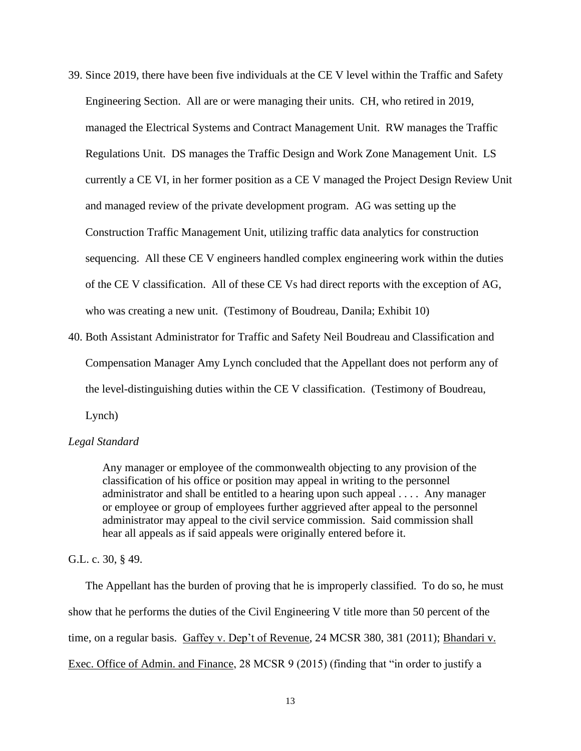39. Since 2019, there have been five individuals at the CE V level within the Traffic and Safety Engineering Section. All are or were managing their units. CH, who retired in 2019, managed the Electrical Systems and Contract Management Unit. RW manages the Traffic Regulations Unit. DS manages the Traffic Design and Work Zone Management Unit. LS currently a CE VI, in her former position as a CE V managed the Project Design Review Unit and managed review of the private development program. AG was setting up the Construction Traffic Management Unit, utilizing traffic data analytics for construction sequencing. All these CE V engineers handled complex engineering work within the duties of the CE V classification. All of these CE Vs had direct reports with the exception of AG, who was creating a new unit. (Testimony of Boudreau, Danila; Exhibit 10)

40. Both Assistant Administrator for Traffic and Safety Neil Boudreau and Classification and Compensation Manager Amy Lynch concluded that the Appellant does not perform any of the level-distinguishing duties within the CE V classification. (Testimony of Boudreau, Lynch)

*Legal Standard*

> Any manager or employee of the commonwealth objecting to any provision of the classification of his office or position may appeal in writing to the personnel administrator and shall be entitled to a hearing upon such appeal . . . . Any manager or employee or group of employees further aggrieved after appeal to the personnel administrator may appeal to the civil service commission. Said commission shall hear all appeals as if said appeals were originally entered before it.

G.L. c. 30, § 49.

The Appellant has the burden of proving that he is improperly classified. To do so, he must show that he performs the duties of the Civil Engineering V title more than 50 percent of the time, on a regular basis. Gaffey v. Dep't of Revenue, 24 MCSR 380, 381 (2011); Bhandari v. Exec. Office of Admin. and Finance, 28 MCSR 9 (2015) (finding that "in order to justify a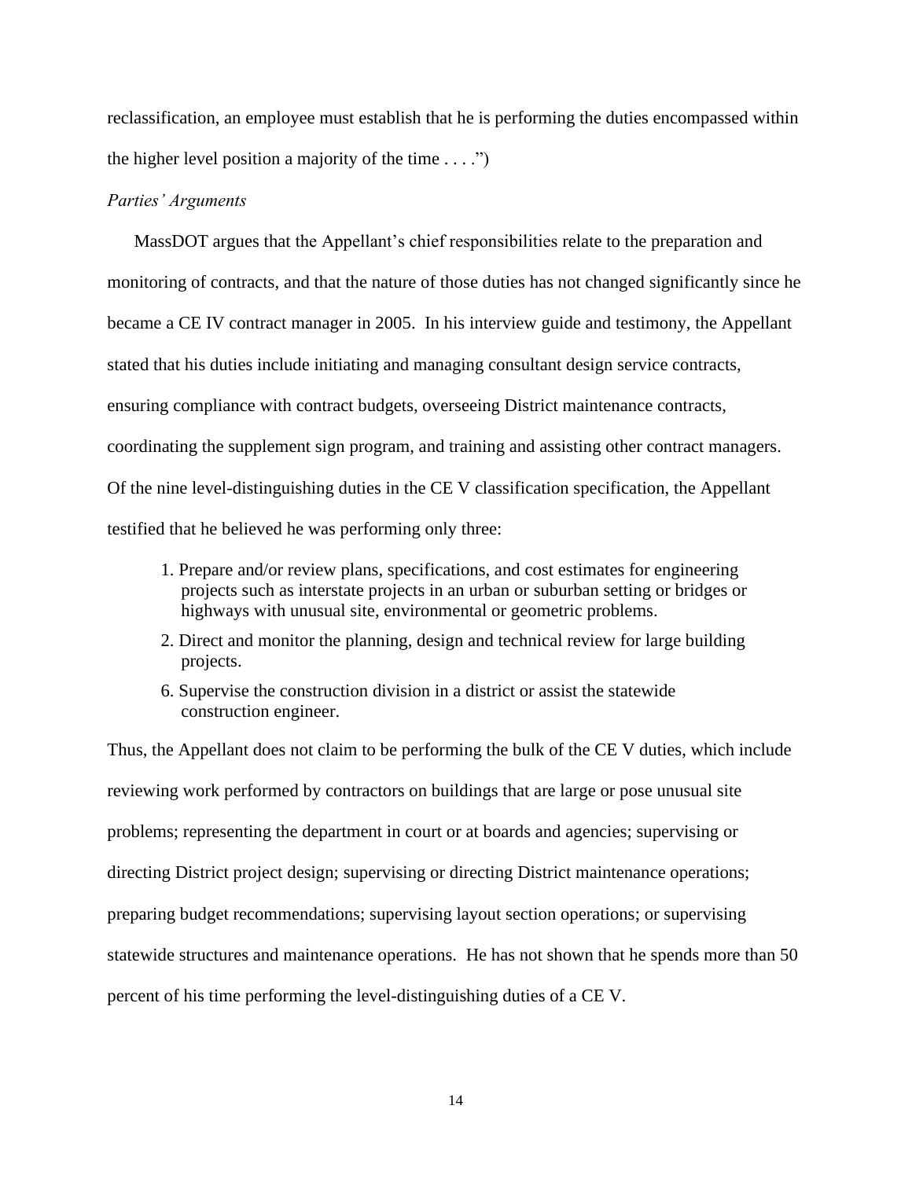reclassification, an employee must establish that he is performing the duties encompassed within the higher level position a majority of the time . . . .")

*Parties' Arguments*

MassDOT argues that the Appellant's chief responsibilities relate to the preparation and monitoring of contracts, and that the nature of those duties has not changed significantly since he became a CE IV contract manager in 2005. In his interview guide and testimony, the Appellant stated that his duties include initiating and managing consultant design service contracts, ensuring compliance with contract budgets, overseeing District maintenance contracts, coordinating the supplement sign program, and training and assisting other contract managers. Of the nine level-distinguishing duties in the CE V classification specification, the Appellant testified that he believed he was performing only three:

1. Prepare and/or review plans, specifications, and cost estimates for engineering projects such as interstate projects in an urban or suburban setting or bridges or highways with unusual site, environmental or geometric problems.
2. Direct and monitor the planning, design and technical review for large building projects.
6. Supervise the construction division in a district or assist the statewide construction engineer.

Thus, the Appellant does not claim to be performing the bulk of the CE V duties, which include reviewing work performed by contractors on buildings that are large or pose unusual site problems; representing the department in court or at boards and agencies; supervising or directing District project design; supervising or directing District maintenance operations; preparing budget recommendations; supervising layout section operations; or supervising statewide structures and maintenance operations. He has not shown that he spends more than 50 percent of his time performing the level-distinguishing duties of a CE V.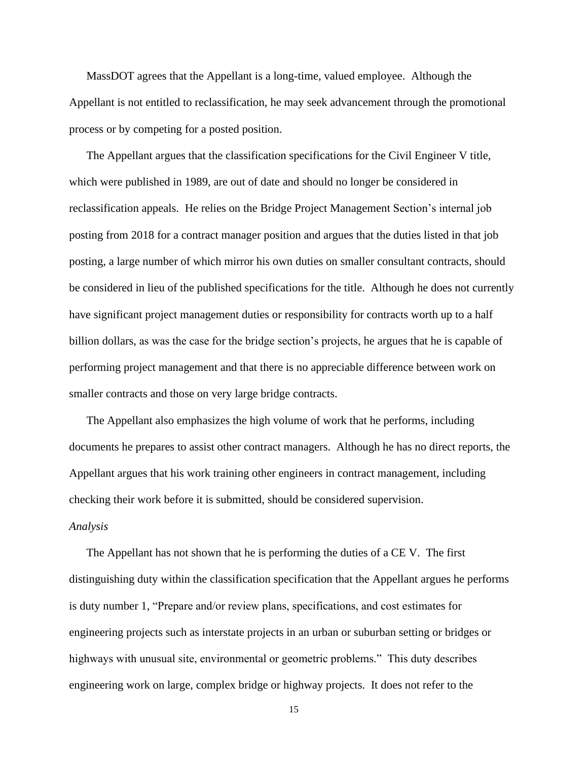MassDOT agrees that the Appellant is a long-time, valued employee. Although the Appellant is not entitled to reclassification, he may seek advancement through the promotional process or by competing for a posted position.

The Appellant argues that the classification specifications for the Civil Engineer V title, which were published in 1989, are out of date and should no longer be considered in reclassification appeals. He relies on the Bridge Project Management Section's internal job posting from 2018 for a contract manager position and argues that the duties listed in that job posting, a large number of which mirror his own duties on smaller consultant contracts, should be considered in lieu of the published specifications for the title. Although he does not currently have significant project management duties or responsibility for contracts worth up to a half billion dollars, as was the case for the bridge section's projects, he argues that he is capable of performing project management and that there is no appreciable difference between work on smaller contracts and those on very large bridge contracts.

The Appellant also emphasizes the high volume of work that he performs, including documents he prepares to assist other contract managers. Although he has no direct reports, the Appellant argues that his work training other engineers in contract management, including checking their work before it is submitted, should be considered supervision.

*Analysis*

The Appellant has not shown that he is performing the duties of a CE V. The first distinguishing duty within the classification specification that the Appellant argues he performs is duty number 1, "Prepare and/or review plans, specifications, and cost estimates for engineering projects such as interstate projects in an urban or suburban setting or bridges or highways with unusual site, environmental or geometric problems." This duty describes engineering work on large, complex bridge or highway projects. It does not refer to the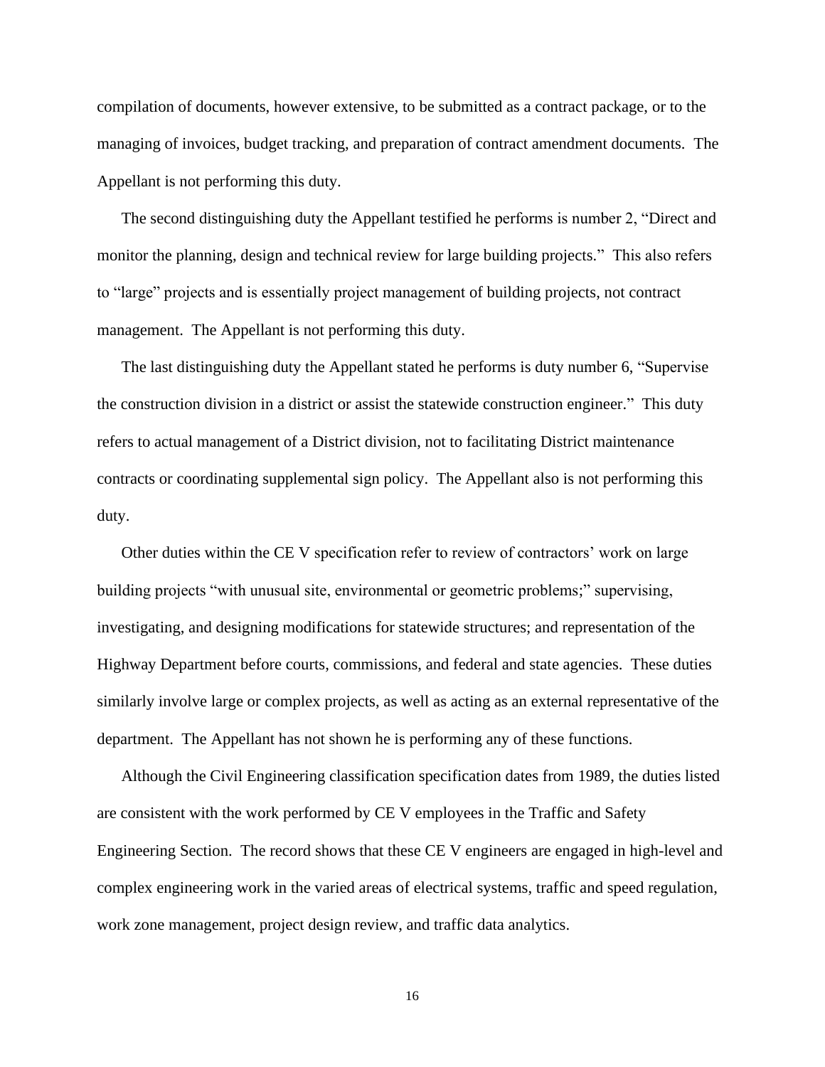compilation of documents, however extensive, to be submitted as a contract package, or to the managing of invoices, budget tracking, and preparation of contract amendment documents. The Appellant is not performing this duty.

The second distinguishing duty the Appellant testified he performs is number 2, "Direct and monitor the planning, design and technical review for large building projects." This also refers to "large" projects and is essentially project management of building projects, not contract management. The Appellant is not performing this duty.

The last distinguishing duty the Appellant stated he performs is duty number 6, "Supervise the construction division in a district or assist the statewide construction engineer." This duty refers to actual management of a District division, not to facilitating District maintenance contracts or coordinating supplemental sign policy. The Appellant also is not performing this duty.

Other duties within the CE V specification refer to review of contractors' work on large building projects "with unusual site, environmental or geometric problems;" supervising, investigating, and designing modifications for statewide structures; and representation of the Highway Department before courts, commissions, and federal and state agencies. These duties similarly involve large or complex projects, as well as acting as an external representative of the department. The Appellant has not shown he is performing any of these functions.

Although the Civil Engineering classification specification dates from 1989, the duties listed are consistent with the work performed by CE V employees in the Traffic and Safety Engineering Section. The record shows that these CE V engineers are engaged in high-level and complex engineering work in the varied areas of electrical systems, traffic and speed regulation, work zone management, project design review, and traffic data analytics.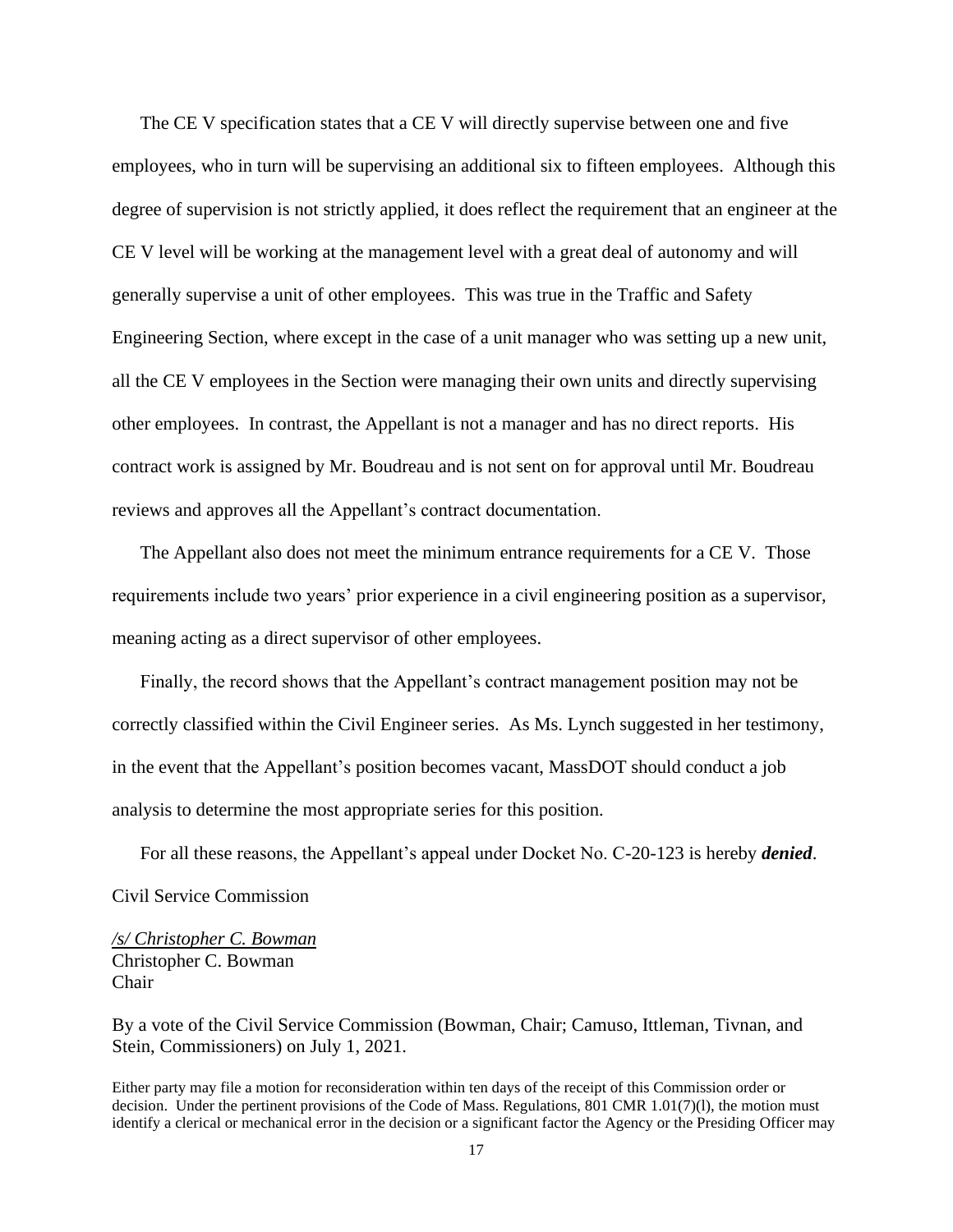The CE V specification states that a CE V will directly supervise between one and five employees, who in turn will be supervising an additional six to fifteen employees. Although this degree of supervision is not strictly applied, it does reflect the requirement that an engineer at the CE V level will be working at the management level with a great deal of autonomy and will generally supervise a unit of other employees. This was true in the Traffic and Safety Engineering Section, where except in the case of a unit manager who was setting up a new unit, all the CE V employees in the Section were managing their own units and directly supervising other employees. In contrast, the Appellant is not a manager and has no direct reports. His contract work is assigned by Mr. Boudreau and is not sent on for approval until Mr. Boudreau reviews and approves all the Appellant's contract documentation.

The Appellant also does not meet the minimum entrance requirements for a CE V. Those requirements include two years' prior experience in a civil engineering position as a supervisor, meaning acting as a direct supervisor of other employees.

Finally, the record shows that the Appellant's contract management position may not be correctly classified within the Civil Engineer series. As Ms. Lynch suggested in her testimony, in the event that the Appellant's position becomes vacant, MassDOT should conduct a job analysis to determine the most appropriate series for this position.

For all these reasons, the Appellant's appeal under Docket No. C-20-123 is hereby ***denied***.

Civil Service Commission

*/s/ Christopher C. Bowman*
Christopher C. Bowman
Chair

By a vote of the Civil Service Commission (Bowman, Chair; Camuso, Ittleman, Tivnan, and Stein, Commissioners) on July 1, 2021.

Either party may file a motion for reconsideration within ten days of the receipt of this Commission order or decision. Under the pertinent provisions of the Code of Mass. Regulations, 801 CMR 1.01(7)(l), the motion must identify a clerical or mechanical error in the decision or a significant factor the Agency or the Presiding Officer may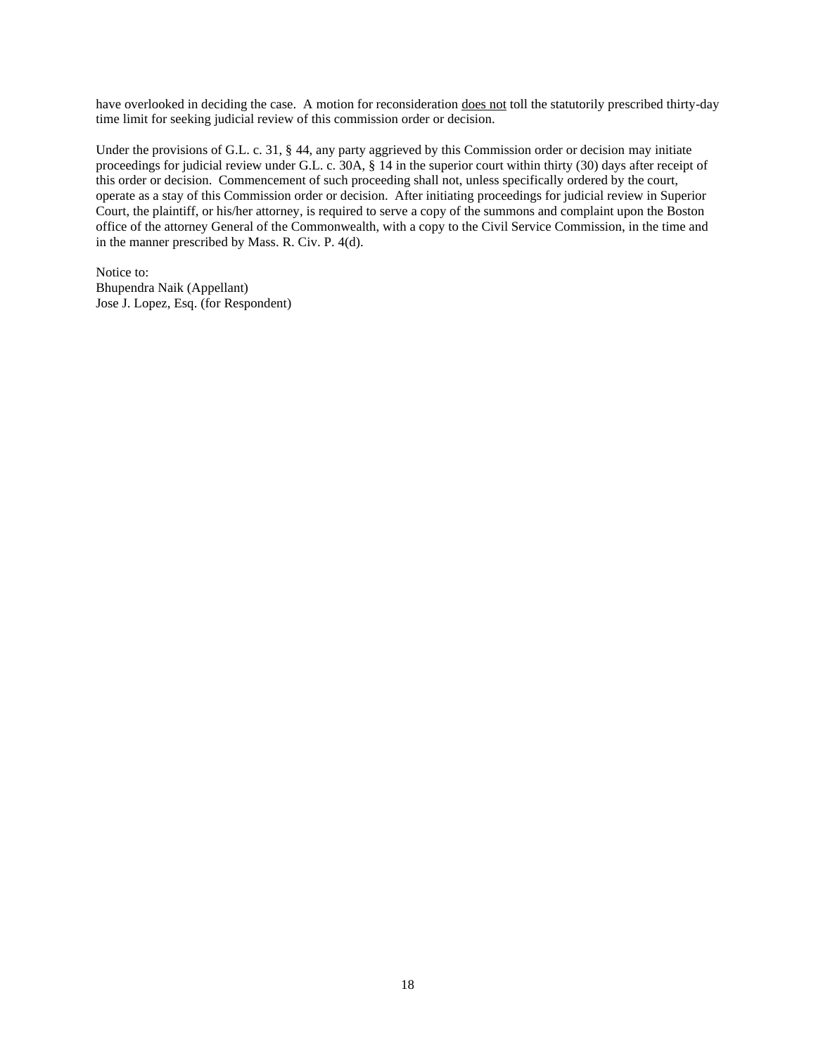have overlooked in deciding the case. A motion for reconsideration <u>does not</u> toll the statutorily prescribed thirty-day time limit for seeking judicial review of this commission order or decision.

Under the provisions of G.L. c. 31, § 44, any party aggrieved by this Commission order or decision may initiate proceedings for judicial review under G.L. c. 30A, § 14 in the superior court within thirty (30) days after receipt of this order or decision. Commencement of such proceeding shall not, unless specifically ordered by the court, operate as a stay of this Commission order or decision. After initiating proceedings for judicial review in Superior Court, the plaintiff, or his/her attorney, is required to serve a copy of the summons and complaint upon the Boston office of the attorney General of the Commonwealth, with a copy to the Civil Service Commission, in the time and in the manner prescribed by Mass. R. Civ. P. 4(d).

Notice to:
Bhupendra Naik (Appellant)
Jose J. Lopez, Esq. (for Respondent)